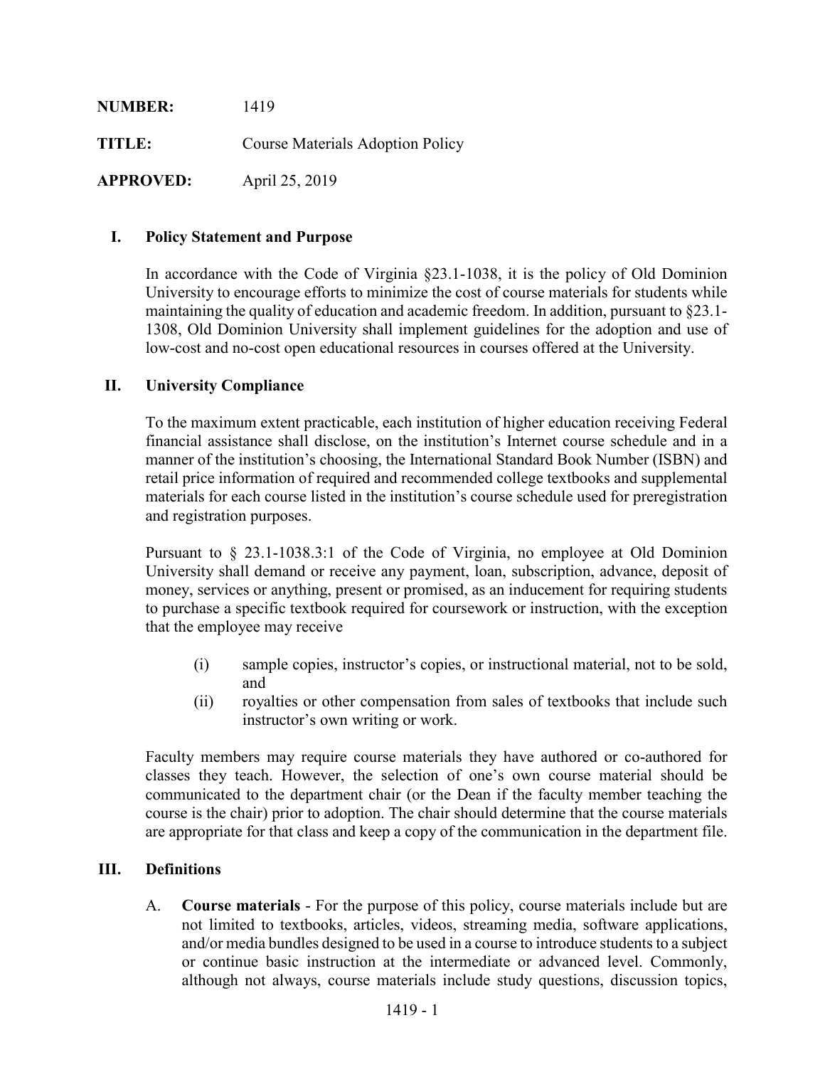**NUMBER:** 1419

**TITLE:** Course Materials Adoption Policy

**APPROVED:** April 25, 2019

## I. Policy Statement and Purpose

In accordance with the Code of Virginia §23.1-1038, it is the policy of Old Dominion University to encourage efforts to minimize the cost of course materials for students while maintaining the quality of education and academic freedom. In addition, pursuant to §23.1-1308, Old Dominion University shall implement guidelines for the adoption and use of low-cost and no-cost open educational resources in courses offered at the University.

## II. University Compliance

To the maximum extent practicable, each institution of higher education receiving Federal financial assistance shall disclose, on the institution's Internet course schedule and in a manner of the institution's choosing, the International Standard Book Number (ISBN) and retail price information of required and recommended college textbooks and supplemental materials for each course listed in the institution's course schedule used for preregistration and registration purposes.

Pursuant to § 23.1-1038.3:1 of the Code of Virginia, no employee at Old Dominion University shall demand or receive any payment, loan, subscription, advance, deposit of money, services or anything, present or promised, as an inducement for requiring students to purchase a specific textbook required for coursework or instruction, with the exception that the employee may receive

(i) sample copies, instructor's copies, or instructional material, not to be sold, and

(ii) royalties or other compensation from sales of textbooks that include such instructor's own writing or work.

Faculty members may require course materials they have authored or co-authored for classes they teach. However, the selection of one's own course material should be communicated to the department chair (or the Dean if the faculty member teaching the course is the chair) prior to adoption. The chair should determine that the course materials are appropriate for that class and keep a copy of the communication in the department file.

## III. Definitions

A. **Course materials** - For the purpose of this policy, course materials include but are not limited to textbooks, articles, videos, streaming media, software applications, and/or media bundles designed to be used in a course to introduce students to a subject or continue basic instruction at the intermediate or advanced level. Commonly, although not always, course materials include study questions, discussion topics,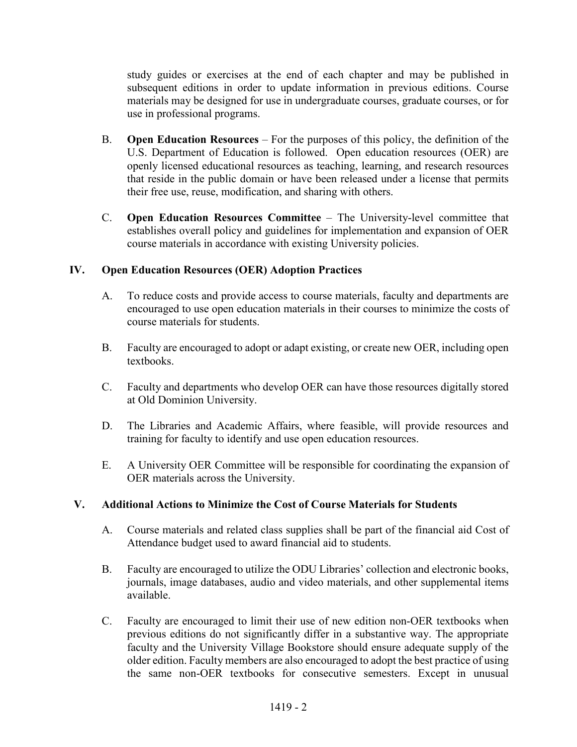study guides or exercises at the end of each chapter and may be published in subsequent editions in order to update information in previous editions. Course materials may be designed for use in undergraduate courses, graduate courses, or for use in professional programs.

B. **Open Education Resources** – For the purposes of this policy, the definition of the U.S. Department of Education is followed. Open education resources (OER) are openly licensed educational resources as teaching, learning, and research resources that reside in the public domain or have been released under a license that permits their free use, reuse, modification, and sharing with others.

C. **Open Education Resources Committee** – The University-level committee that establishes overall policy and guidelines for implementation and expansion of OER course materials in accordance with existing University policies.

## IV. Open Education Resources (OER) Adoption Practices

A. To reduce costs and provide access to course materials, faculty and departments are encouraged to use open education materials in their courses to minimize the costs of course materials for students.

B. Faculty are encouraged to adopt or adapt existing, or create new OER, including open textbooks.

C. Faculty and departments who develop OER can have those resources digitally stored at Old Dominion University.

D. The Libraries and Academic Affairs, where feasible, will provide resources and training for faculty to identify and use open education resources.

E. A University OER Committee will be responsible for coordinating the expansion of OER materials across the University.

## V. Additional Actions to Minimize the Cost of Course Materials for Students

A. Course materials and related class supplies shall be part of the financial aid Cost of Attendance budget used to award financial aid to students.

B. Faculty are encouraged to utilize the ODU Libraries' collection and electronic books, journals, image databases, audio and video materials, and other supplemental items available.

C. Faculty are encouraged to limit their use of new edition non-OER textbooks when previous editions do not significantly differ in a substantive way. The appropriate faculty and the University Village Bookstore should ensure adequate supply of the older edition. Faculty members are also encouraged to adopt the best practice of using the same non-OER textbooks for consecutive semesters. Except in unusual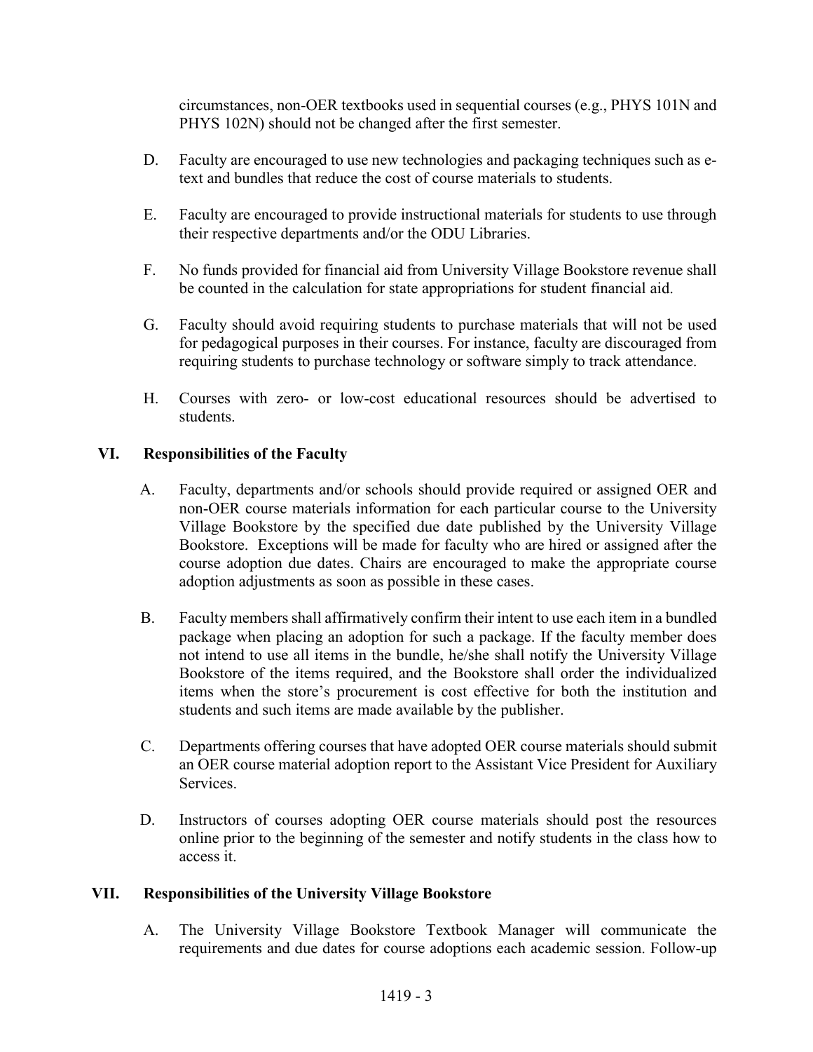circumstances, non-OER textbooks used in sequential courses (e.g., PHYS 101N and PHYS 102N) should not be changed after the first semester.

D. Faculty are encouraged to use new technologies and packaging techniques such as e-text and bundles that reduce the cost of course materials to students.

E. Faculty are encouraged to provide instructional materials for students to use through their respective departments and/or the ODU Libraries.

F. No funds provided for financial aid from University Village Bookstore revenue shall be counted in the calculation for state appropriations for student financial aid.

G. Faculty should avoid requiring students to purchase materials that will not be used for pedagogical purposes in their courses. For instance, faculty are discouraged from requiring students to purchase technology or software simply to track attendance.

H. Courses with zero- or low-cost educational resources should be advertised to students.

## VI. Responsibilities of the Faculty

A. Faculty, departments and/or schools should provide required or assigned OER and non-OER course materials information for each particular course to the University Village Bookstore by the specified due date published by the University Village Bookstore. Exceptions will be made for faculty who are hired or assigned after the course adoption due dates. Chairs are encouraged to make the appropriate course adoption adjustments as soon as possible in these cases.

B. Faculty members shall affirmatively confirm their intent to use each item in a bundled package when placing an adoption for such a package. If the faculty member does not intend to use all items in the bundle, he/she shall notify the University Village Bookstore of the items required, and the Bookstore shall order the individualized items when the store's procurement is cost effective for both the institution and students and such items are made available by the publisher.

C. Departments offering courses that have adopted OER course materials should submit an OER course material adoption report to the Assistant Vice President for Auxiliary Services.

D. Instructors of courses adopting OER course materials should post the resources online prior to the beginning of the semester and notify students in the class how to access it.

## VII. Responsibilities of the University Village Bookstore

A. The University Village Bookstore Textbook Manager will communicate the requirements and due dates for course adoptions each academic session. Follow-up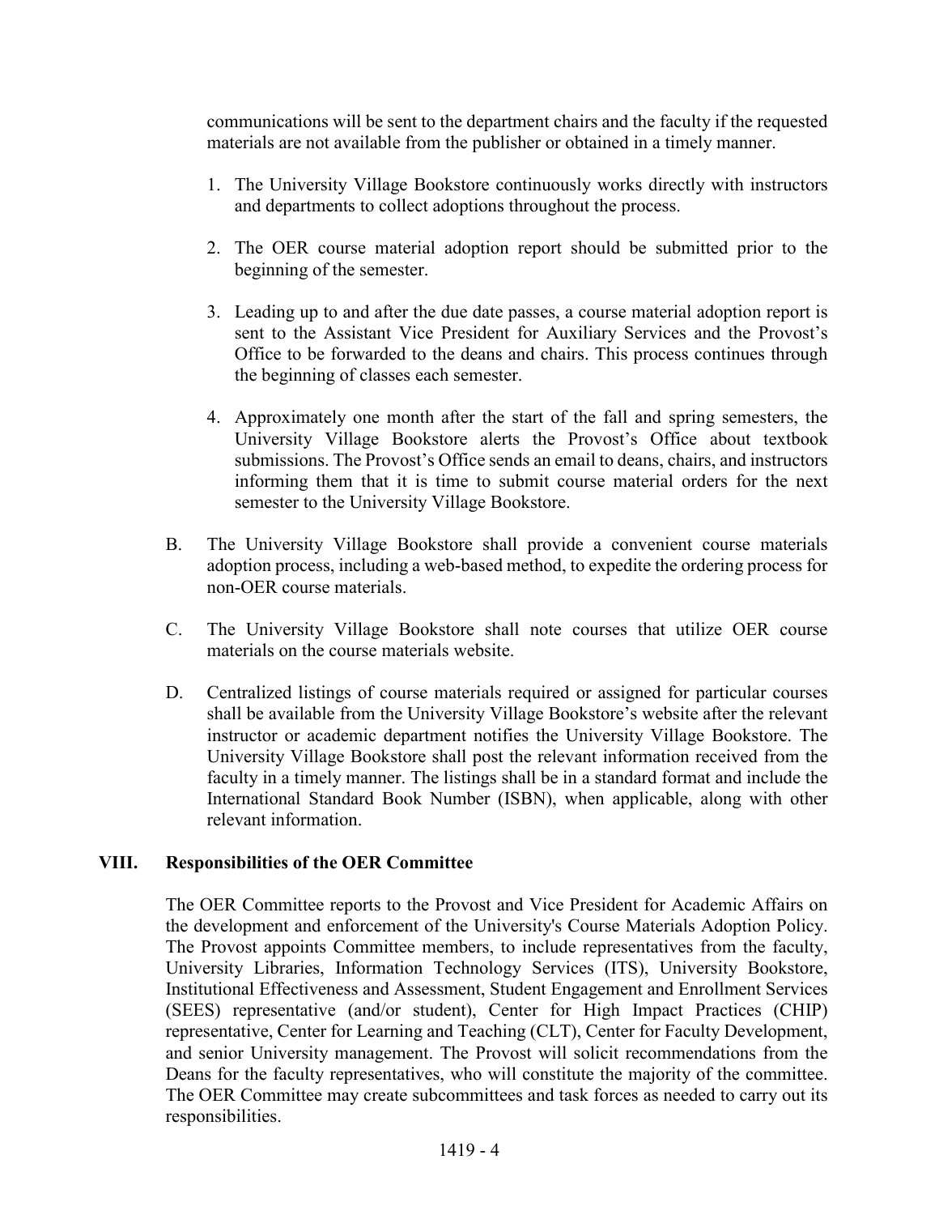communications will be sent to the department chairs and the faculty if the requested materials are not available from the publisher or obtained in a timely manner.

1. The University Village Bookstore continuously works directly with instructors and departments to collect adoptions throughout the process.

2. The OER course material adoption report should be submitted prior to the beginning of the semester.

3. Leading up to and after the due date passes, a course material adoption report is sent to the Assistant Vice President for Auxiliary Services and the Provost's Office to be forwarded to the deans and chairs. This process continues through the beginning of classes each semester.

4. Approximately one month after the start of the fall and spring semesters, the University Village Bookstore alerts the Provost's Office about textbook submissions. The Provost's Office sends an email to deans, chairs, and instructors informing them that it is time to submit course material orders for the next semester to the University Village Bookstore.

B. The University Village Bookstore shall provide a convenient course materials adoption process, including a web-based method, to expedite the ordering process for non-OER course materials.

C. The University Village Bookstore shall note courses that utilize OER course materials on the course materials website.

D. Centralized listings of course materials required or assigned for particular courses shall be available from the University Village Bookstore's website after the relevant instructor or academic department notifies the University Village Bookstore. The University Village Bookstore shall post the relevant information received from the faculty in a timely manner. The listings shall be in a standard format and include the International Standard Book Number (ISBN), when applicable, along with other relevant information.

## VIII. Responsibilities of the OER Committee

The OER Committee reports to the Provost and Vice President for Academic Affairs on the development and enforcement of the University's Course Materials Adoption Policy. The Provost appoints Committee members, to include representatives from the faculty, University Libraries, Information Technology Services (ITS), University Bookstore, Institutional Effectiveness and Assessment, Student Engagement and Enrollment Services (SEES) representative (and/or student), Center for High Impact Practices (CHIP) representative, Center for Learning and Teaching (CLT), Center for Faculty Development, and senior University management. The Provost will solicit recommendations from the Deans for the faculty representatives, who will constitute the majority of the committee. The OER Committee may create subcommittees and task forces as needed to carry out its responsibilities.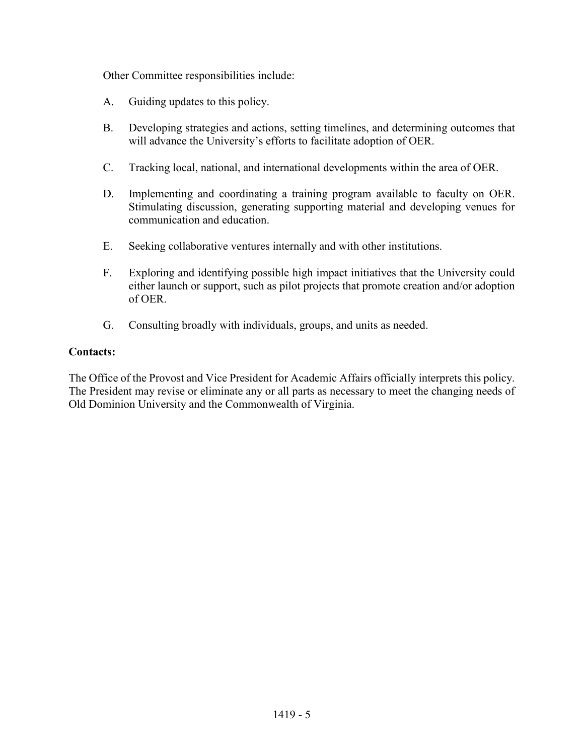Other Committee responsibilities include:

A. Guiding updates to this policy.

B. Developing strategies and actions, setting timelines, and determining outcomes that will advance the University's efforts to facilitate adoption of OER.

C. Tracking local, national, and international developments within the area of OER.

D. Implementing and coordinating a training program available to faculty on OER. Stimulating discussion, generating supporting material and developing venues for communication and education.

E. Seeking collaborative ventures internally and with other institutions.

F. Exploring and identifying possible high impact initiatives that the University could either launch or support, such as pilot projects that promote creation and/or adoption of OER.

G. Consulting broadly with individuals, groups, and units as needed.

**Contacts:**

The Office of the Provost and Vice President for Academic Affairs officially interprets this policy. The President may revise or eliminate any or all parts as necessary to meet the changing needs of Old Dominion University and the Commonwealth of Virginia.